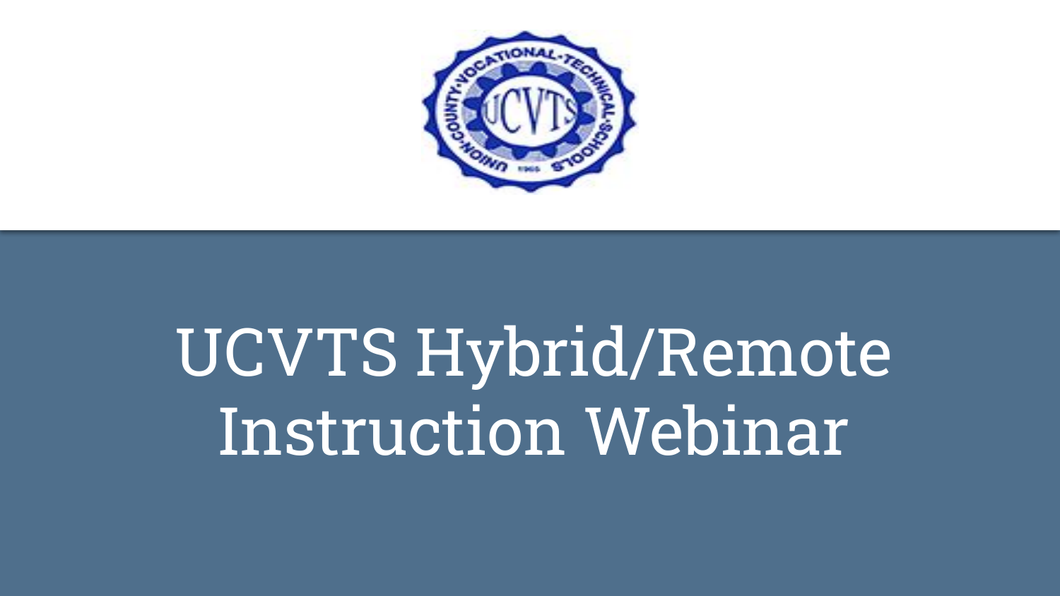# UCVTS Hybrid/Remote Instruction Webinar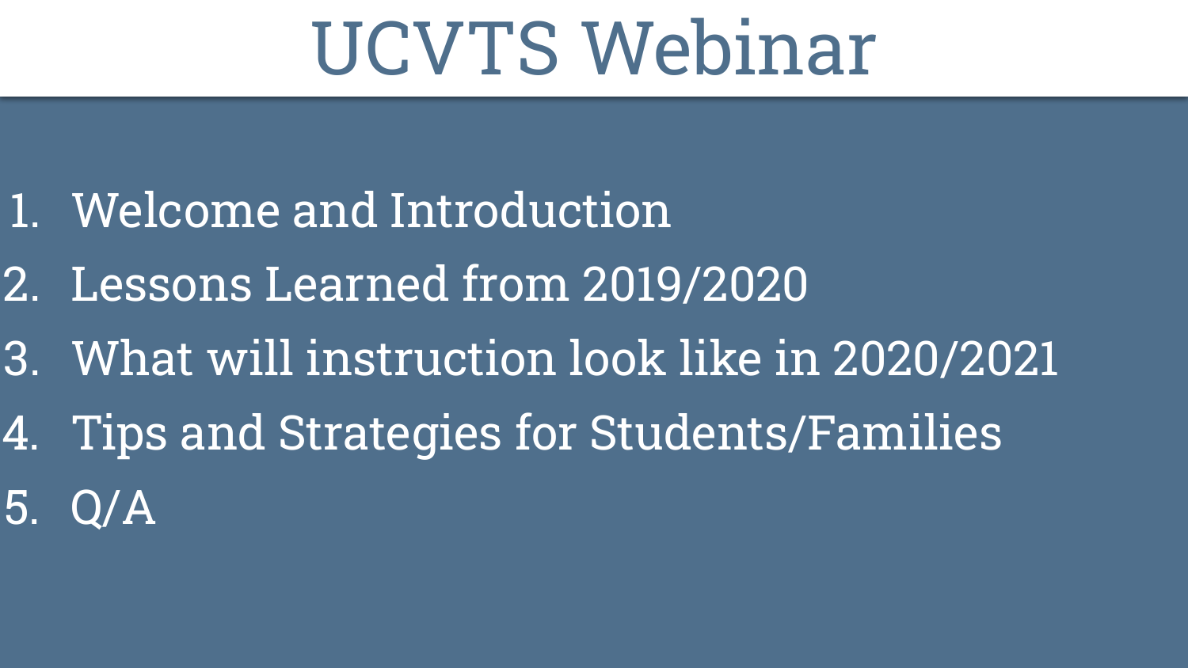# UCVTS Webinar

1. Welcome and Introduction
2. Lessons Learned from 2019/2020
3. What will instruction look like in 2020/2021
4. Tips and Strategies for Students/Families
5. Q/A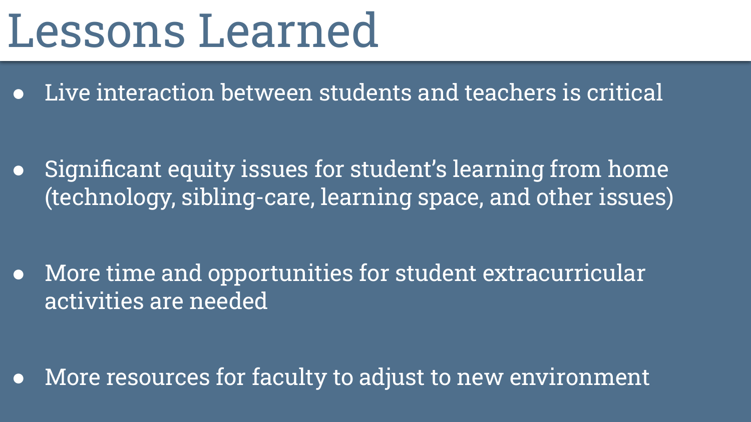# Lessons Learned

- Live interaction between students and teachers is critical
- Significant equity issues for student's learning from home (technology, sibling-care, learning space, and other issues)
- More time and opportunities for student extracurricular activities are needed
- More resources for faculty to adjust to new environment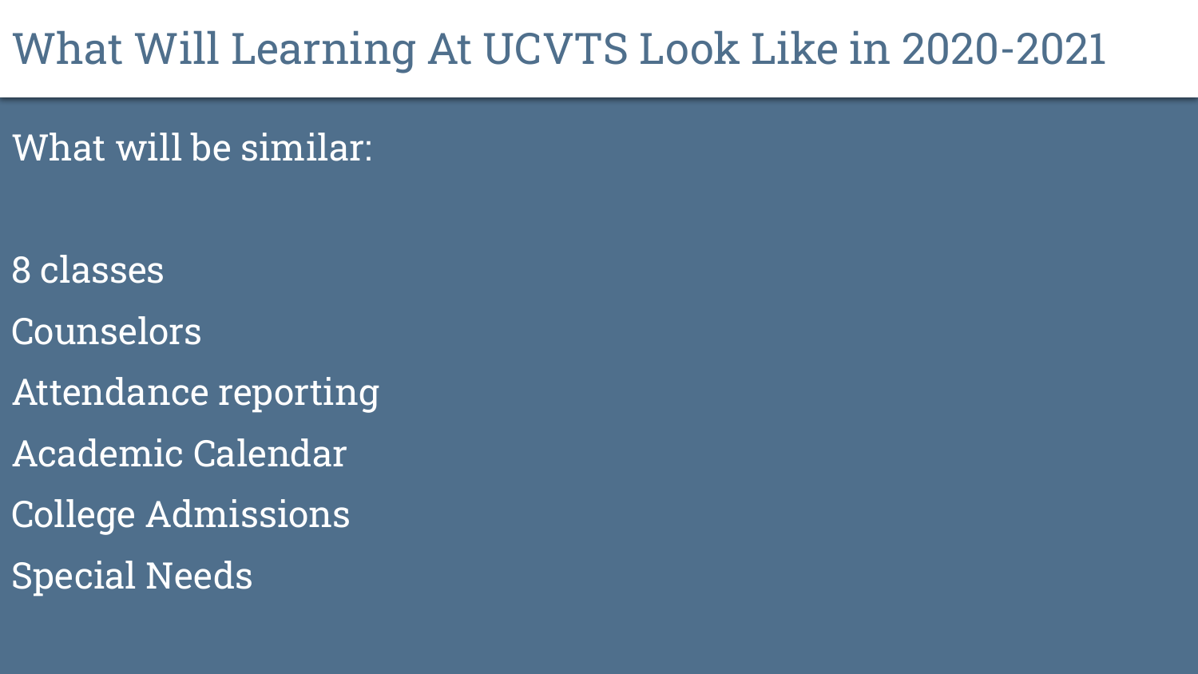# What Will Learning At UCVTS Look Like in 2020-2021

What will be similar:

8 classes

Counselors

Attendance reporting

Academic Calendar

College Admissions

Special Needs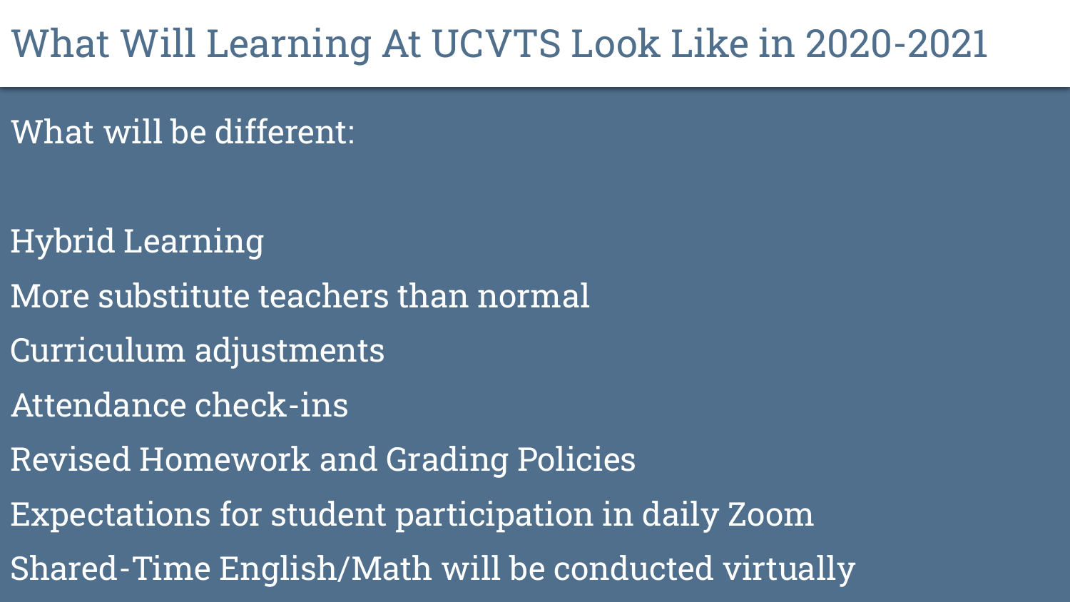# What Will Learning At UCVTS Look Like in 2020-2021

What will be different:

- Hybrid Learning
- More substitute teachers than normal
- Curriculum adjustments
- Attendance check-ins
- Revised Homework and Grading Policies
- Expectations for student participation in daily Zoom
- Shared-Time English/Math will be conducted virtually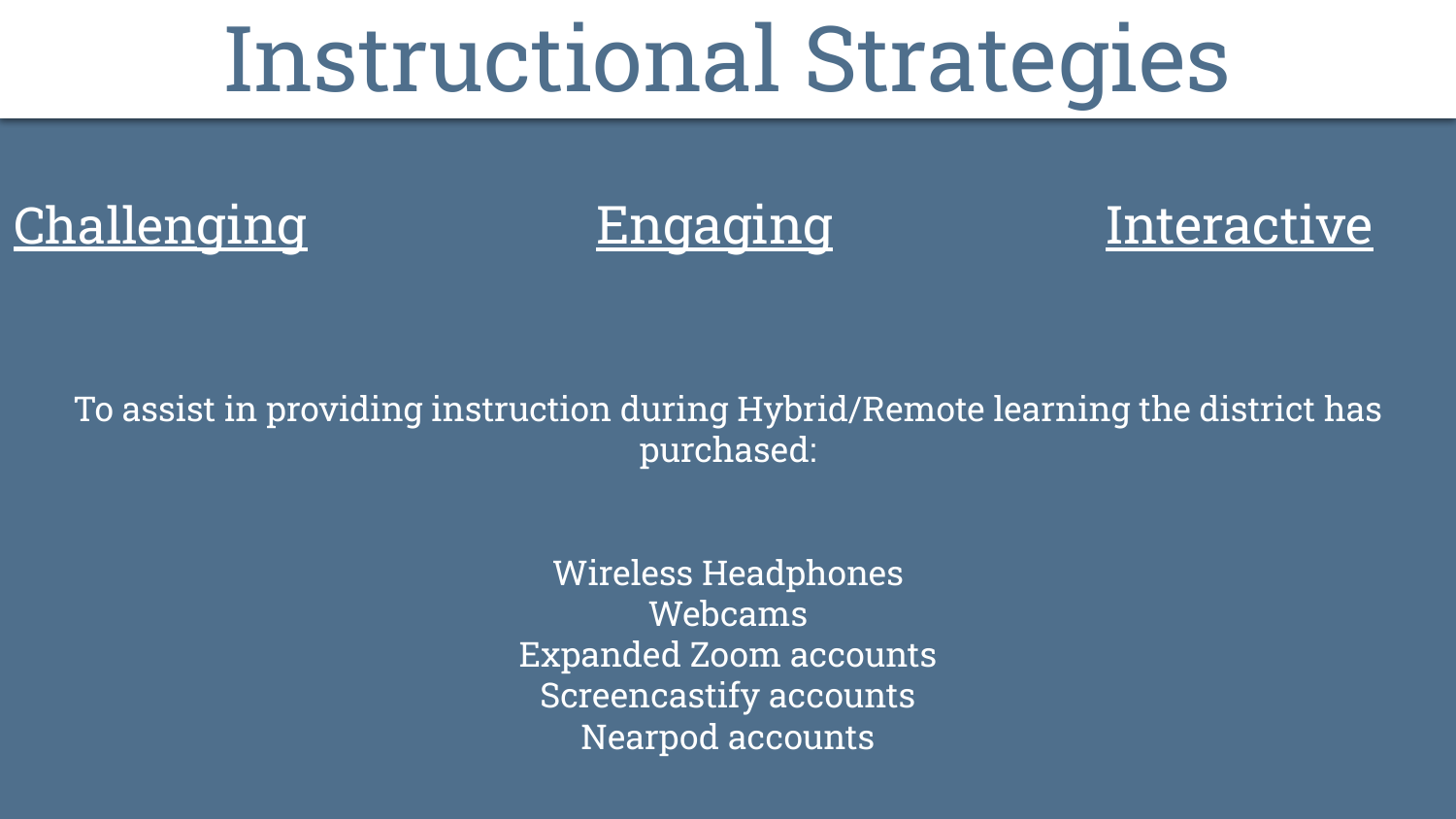# Instructional Strategies

Challenging    Engaging    Interactive

To assist in providing instruction during Hybrid/Remote learning the district has purchased:

Wireless Headphones
Webcams
Expanded Zoom accounts
Screencastify accounts
Nearpod accounts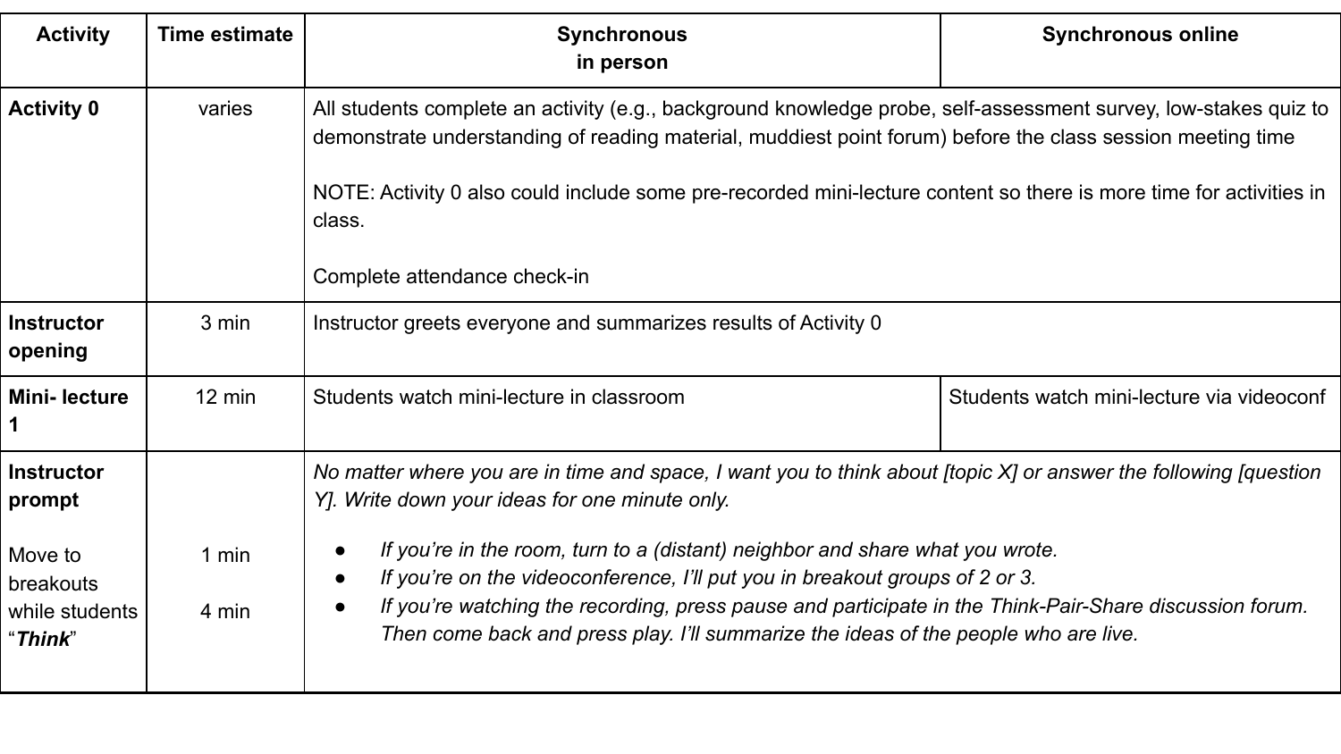| Activity | Time estimate | Synchronous in person | Synchronous online |
|---|---|---|---|
| **Activity 0** | varies | All students complete an activity (e.g., background knowledge probe, self-assessment survey, low-stakes quiz to demonstrate understanding of reading material, muddiest point forum) before the class session meeting time<br><br>NOTE: Activity 0 also could include some pre-recorded mini-lecture content so there is more time for activities in class.<br><br>Complete attendance check-in | |
| **Instructor opening** | 3 min | Instructor greets everyone and summarizes results of Activity 0 | |
| **Mini- lecture 1** | 12 min | Students watch mini-lecture in classroom | Students watch mini-lecture via videoconf |
| **Instructor prompt**<br><br>Move to breakouts while students "***Think***" | <br><br>1 min<br><br>4 min | *No matter where you are in time and space, I want you to think about [topic X] or answer the following [question Y]. Write down your ideas for one minute only.*<br><br>• *If you're in the room, turn to a (distant) neighbor and share what you wrote.*<br>• *If you're on the videoconference, I'll put you in breakout groups of 2 or 3.*<br>• *If you're watching the recording, press pause and participate in the Think-Pair-Share discussion forum. Then come back and press play. I'll summarize the ideas of the people who are live.* | |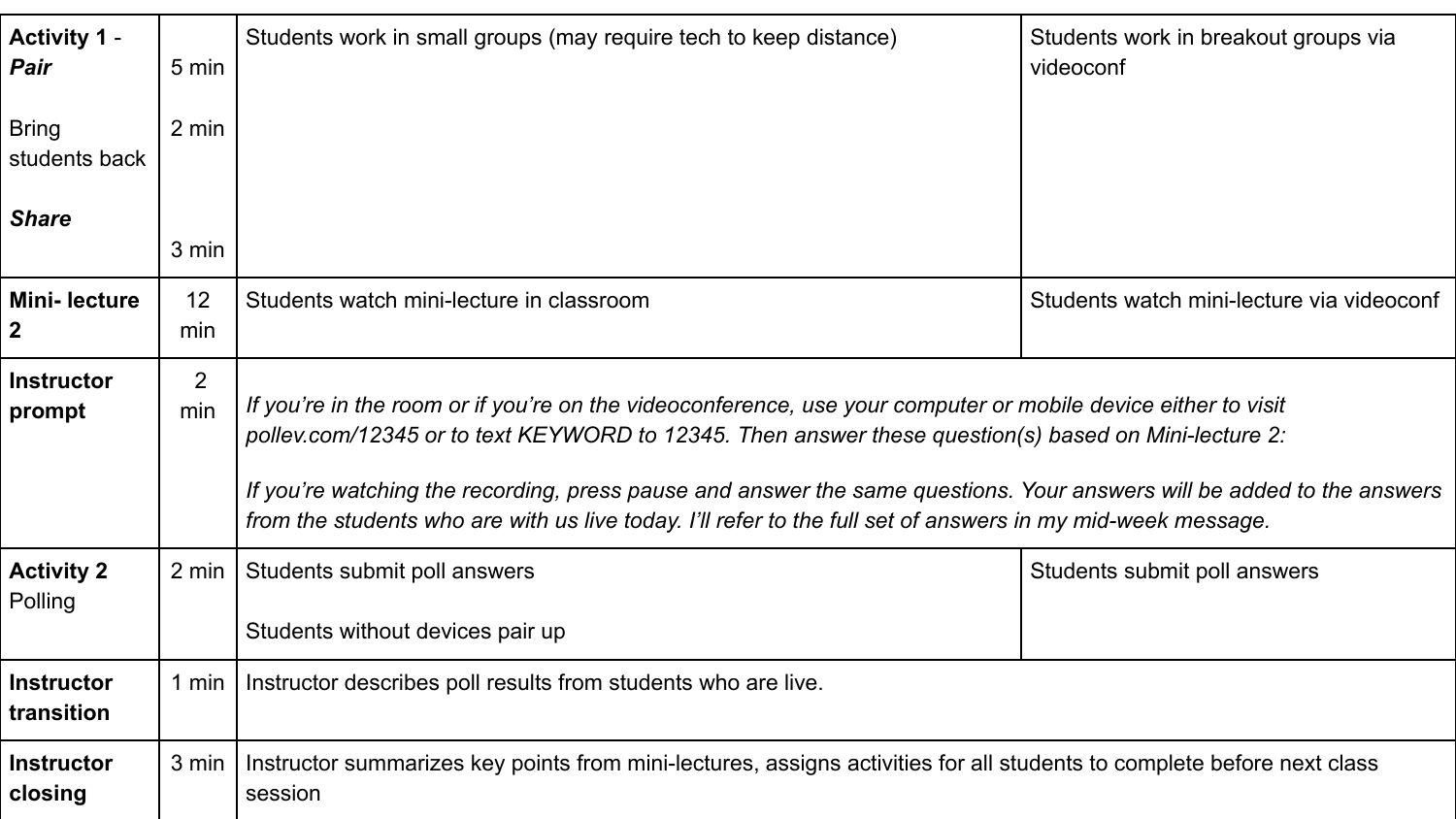| | | | |
|---|---|---|---|
| **Activity 1** - ***Pair***<br><br>Bring students back<br><br>***Share*** | 5 min<br><br>2 min<br><br><br>3 min | Students work in small groups (may require tech to keep distance) | Students work in breakout groups via videoconf |
| **Mini- lecture 2** | 12 min | Students watch mini-lecture in classroom | Students watch mini-lecture via videoconf |
| **Instructor prompt** | 2 min | *If you're in the room or if you're on the videoconference, use your computer or mobile device either to visit pollev.com/12345 or to text KEYWORD to 12345. Then answer these question(s) based on Mini-lecture 2:*<br><br>*If you're watching the recording, press pause and answer the same questions. Your answers will be added to the answers from the students who are with us live today. I'll refer to the full set of answers in my mid-week message.* | |
| **Activity 2** Polling | 2 min | Students submit poll answers<br><br>Students without devices pair up | Students submit poll answers |
| **Instructor transition** | 1 min | Instructor describes poll results from students who are live. | |
| **Instructor closing** | 3 min | Instructor summarizes key points from mini-lectures, assigns activities for all students to complete before next class session | |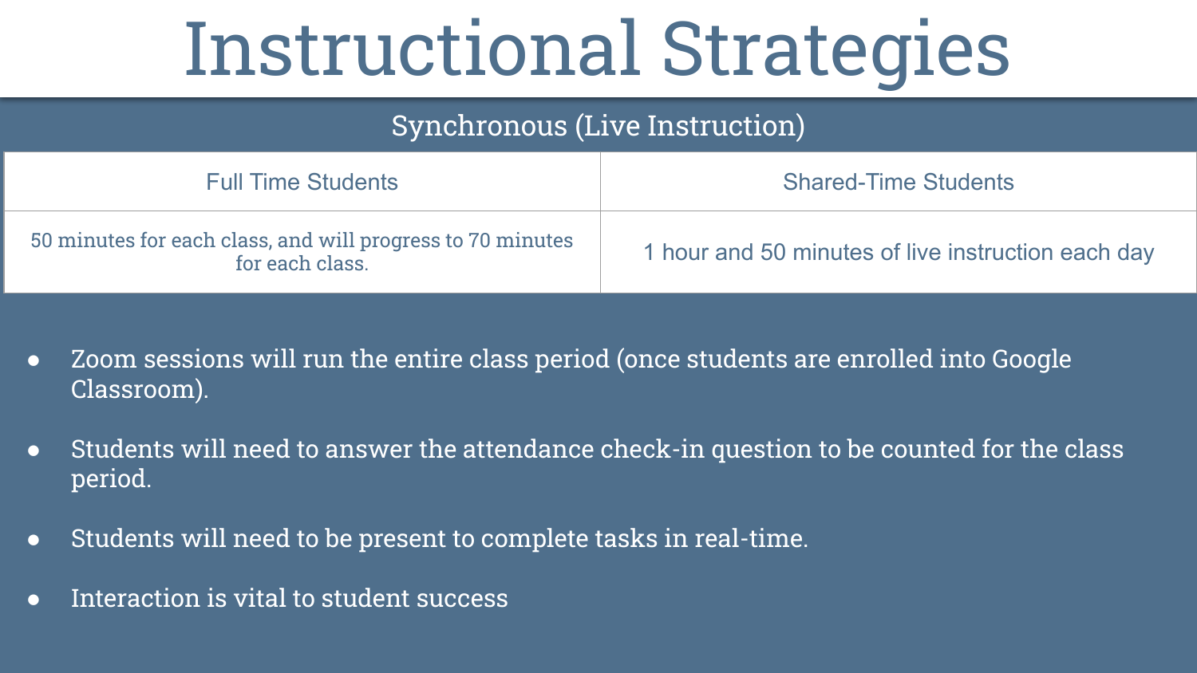# Instructional Strategies

## Synchronous (Live Instruction)

| Full Time Students | Shared-Time Students |
| --- | --- |
| 50 minutes for each class, and will progress to 70 minutes for each class. | 1 hour and 50 minutes of live instruction each day |

- Zoom sessions will run the entire class period (once students are enrolled into Google Classroom).
- Students will need to answer the attendance check-in question to be counted for the class period.
- Students will need to be present to complete tasks in real-time.
- Interaction is vital to student success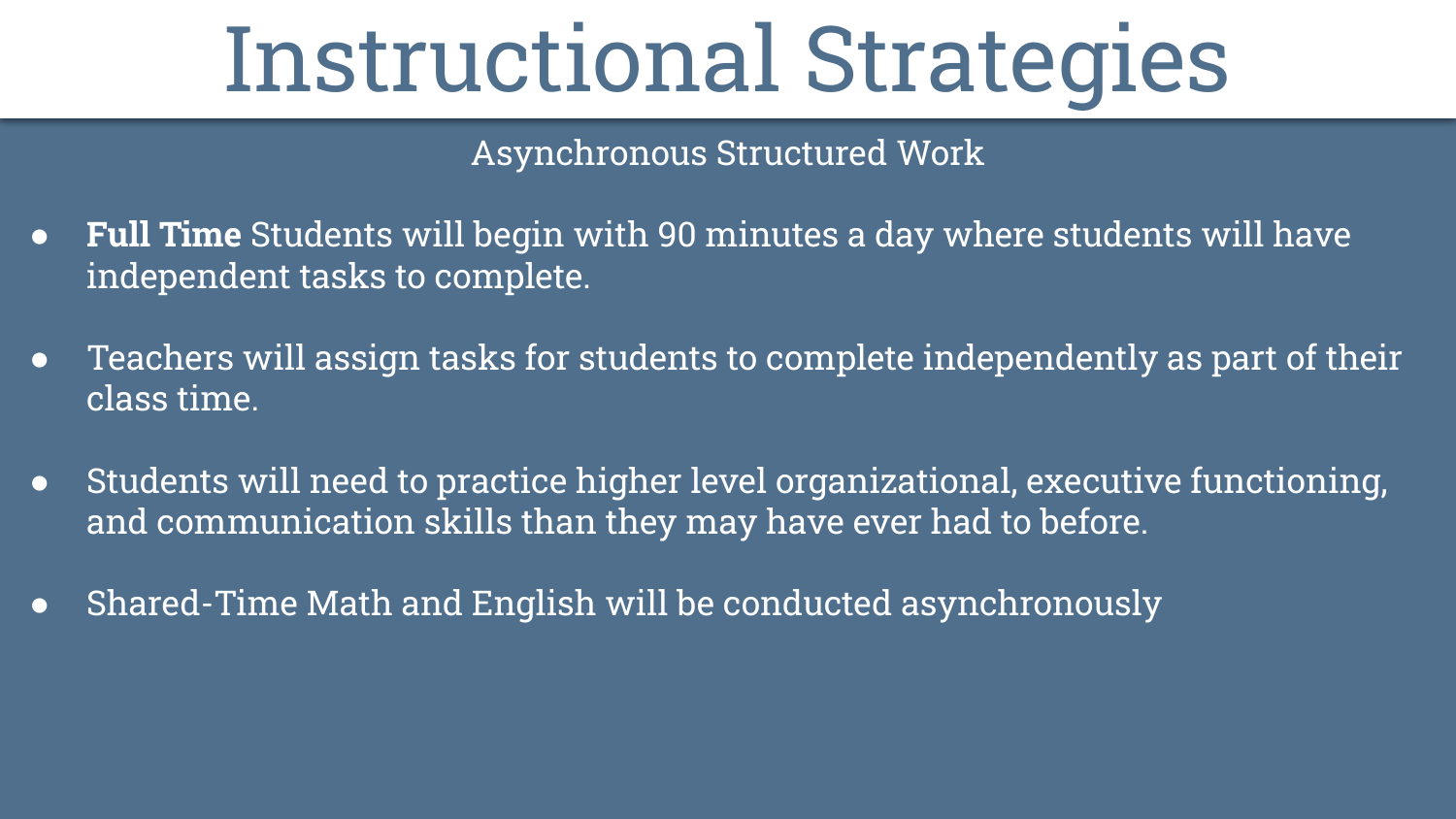# Instructional Strategies

## Asynchronous Structured Work

- **Full Time** Students will begin with 90 minutes a day where students will have independent tasks to complete.
- Teachers will assign tasks for students to complete independently as part of their class time.
- Students will need to practice higher level organizational, executive functioning, and communication skills than they may have ever had to before.
- Shared-Time Math and English will be conducted asynchronously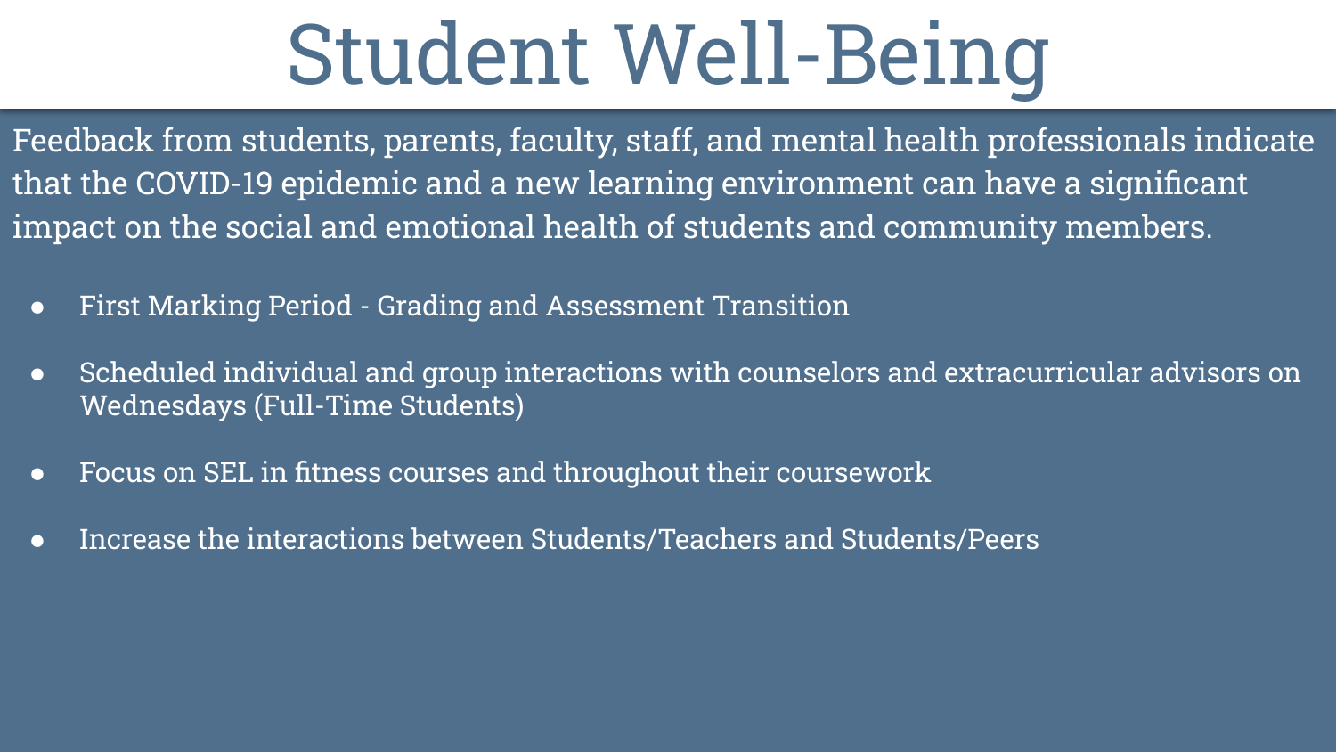# Student Well-Being

Feedback from students, parents, faculty, staff, and mental health professionals indicate that the COVID-19 epidemic and a new learning environment can have a significant impact on the social and emotional health of students and community members.

- First Marking Period - Grading and Assessment Transition
- Scheduled individual and group interactions with counselors and extracurricular advisors on Wednesdays (Full-Time Students)
- Focus on SEL in fitness courses and throughout their coursework
- Increase the interactions between Students/Teachers and Students/Peers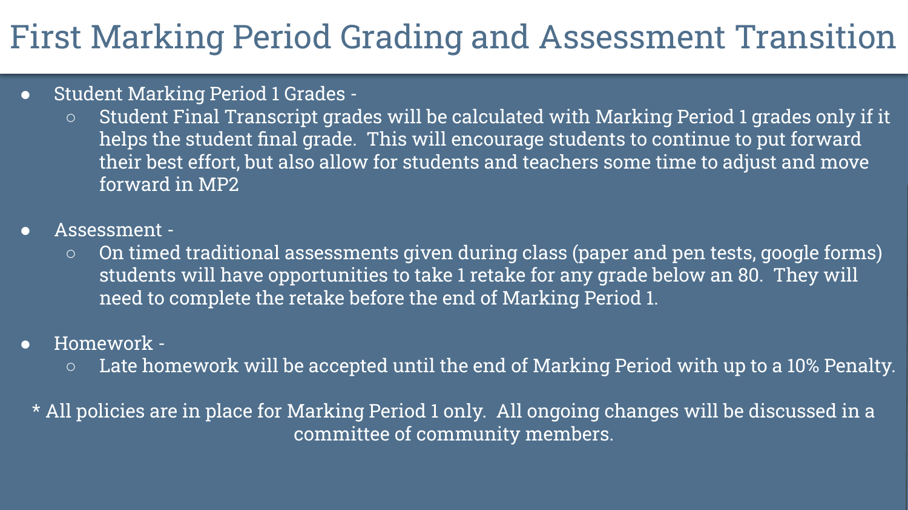# First Marking Period Grading and Assessment Transition

- Student Marking Period 1 Grades -
  - Student Final Transcript grades will be calculated with Marking Period 1 grades only if it helps the student final grade. This will encourage students to continue to put forward their best effort, but also allow for students and teachers some time to adjust and move forward in MP2

- Assessment -
  - On timed traditional assessments given during class (paper and pen tests, google forms) students will have opportunities to take 1 retake for any grade below an 80. They will need to complete the retake before the end of Marking Period 1.

- Homework -
  - Late homework will be accepted until the end of Marking Period with up to a 10% Penalty.

* All policies are in place for Marking Period 1 only. All ongoing changes will be discussed in a committee of community members.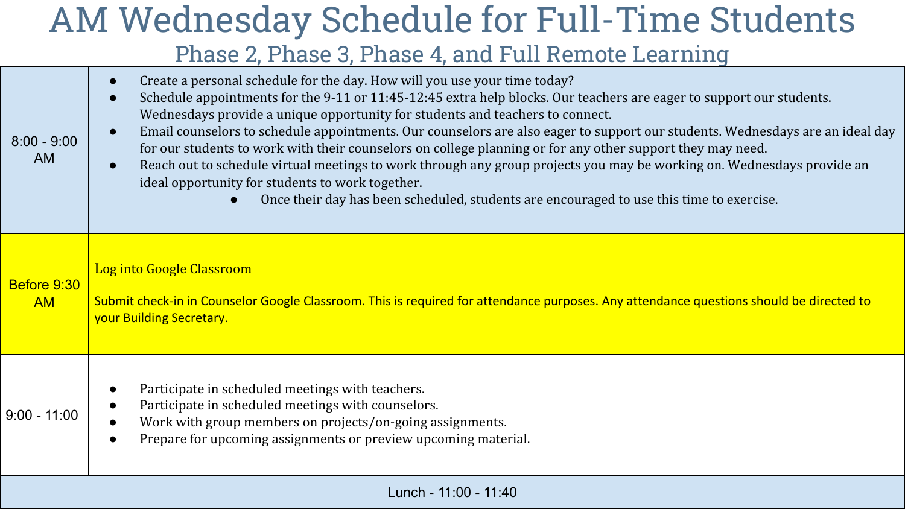# AM Wednesday Schedule for Full-Time Students

## Phase 2, Phase 3, Phase 4, and Full Remote Learning

| Time | Activity |
| --- | --- |
| 8:00 - 9:00 AM | • Create a personal schedule for the day. How will you use your time today?<br>• Schedule appointments for the 9-11 or 11:45-12:45 extra help blocks. Our teachers are eager to support our students. Wednesdays provide a unique opportunity for students and teachers to connect.<br>• Email counselors to schedule appointments. Our counselors are also eager to support our students. Wednesdays are an ideal day for our students to work with their counselors on college planning or for any other support they may need.<br>• Reach out to schedule virtual meetings to work through any group projects you may be working on. Wednesdays provide an ideal opportunity for students to work together.<br>&nbsp;&nbsp;&nbsp;&nbsp;• Once their day has been scheduled, students are encouraged to use this time to exercise. |
| Before 9:30 AM | Log into Google Classroom<br><br>Submit check-in in Counselor Google Classroom. This is required for attendance purposes. Any attendance questions should be directed to your Building Secretary. |
| 9:00 - 11:00 | • Participate in scheduled meetings with teachers.<br>• Participate in scheduled meetings with counselors.<br>• Work with group members on projects/on-going assignments.<br>• Prepare for upcoming assignments or preview upcoming material. |
| Lunch - 11:00 - 11:40 | |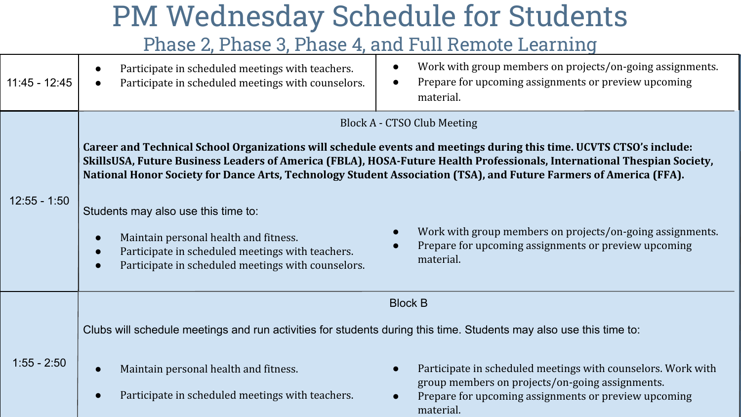# PM Wednesday Schedule for Students

## Phase 2, Phase 3, Phase 4, and Full Remote Learning

| Time | Activities |
|---|---|
| 11:45 - 12:45 | • Participate in scheduled meetings with teachers.<br>• Participate in scheduled meetings with counselors.<br>• Work with group members on projects/on-going assignments.<br>• Prepare for upcoming assignments or preview upcoming material. |
| 12:55 - 1:50 | Block A - CTSO Club Meeting<br><br>**Career and Technical School Organizations will schedule events and meetings during this time. UCVTS CTSO's include: SkillsUSA, Future Business Leaders of America (FBLA), HOSA-Future Health Professionals, International Thespian Society, National Honor Society for Dance Arts, Technology Student Association (TSA), and Future Farmers of America (FFA).**<br><br>Students may also use this time to:<br>• Maintain personal health and fitness.<br>• Participate in scheduled meetings with teachers.<br>• Participate in scheduled meetings with counselors.<br>• Work with group members on projects/on-going assignments.<br>• Prepare for upcoming assignments or preview upcoming material. |
| 1:55 - 2:50 | Block B<br><br>Clubs will schedule meetings and run activities for students during this time. Students may also use this time to:<br>• Maintain personal health and fitness.<br>• Participate in scheduled meetings with teachers.<br>• Participate in scheduled meetings with counselors. Work with group members on projects/on-going assignments.<br>• Prepare for upcoming assignments or preview upcoming material. |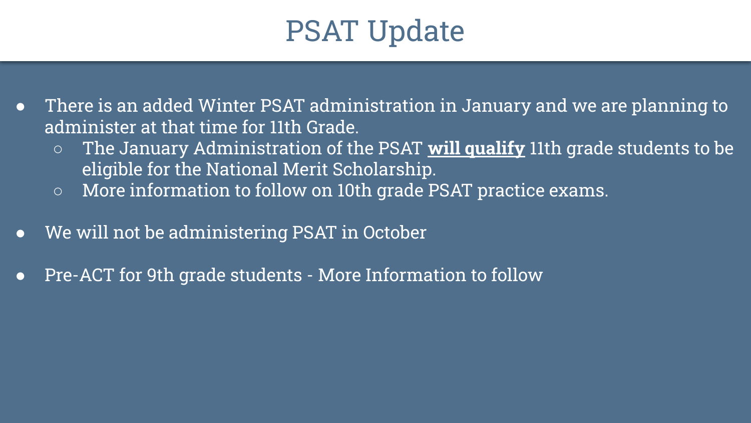# PSAT Update

- There is an added Winter PSAT administration in January and we are planning to administer at that time for 11th Grade.
  - The January Administration of the PSAT **<u>will qualify</u>** 11th grade students to be eligible for the National Merit Scholarship.
  - More information to follow on 10th grade PSAT practice exams.

- We will not be administering PSAT in October

- Pre-ACT for 9th grade students - More Information to follow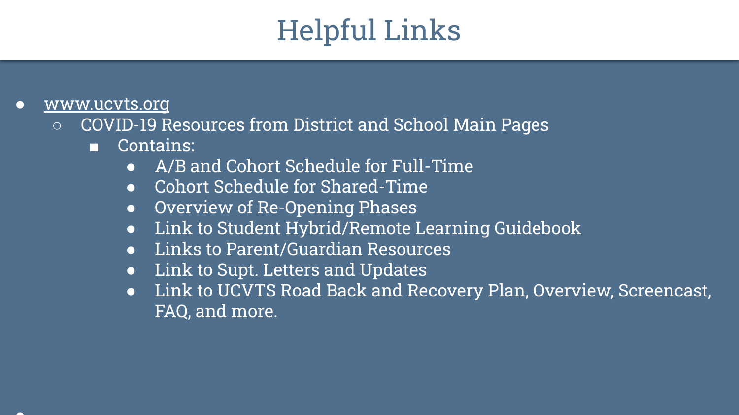# Helpful Links

- www.ucvts.org
  - COVID-19 Resources from District and School Main Pages
    - Contains:
      - A/B and Cohort Schedule for Full-Time
      - Cohort Schedule for Shared-Time
      - Overview of Re-Opening Phases
      - Link to Student Hybrid/Remote Learning Guidebook
      - Links to Parent/Guardian Resources
      - Link to Supt. Letters and Updates
      - Link to UCVTS Road Back and Recovery Plan, Overview, Screencast, FAQ, and more.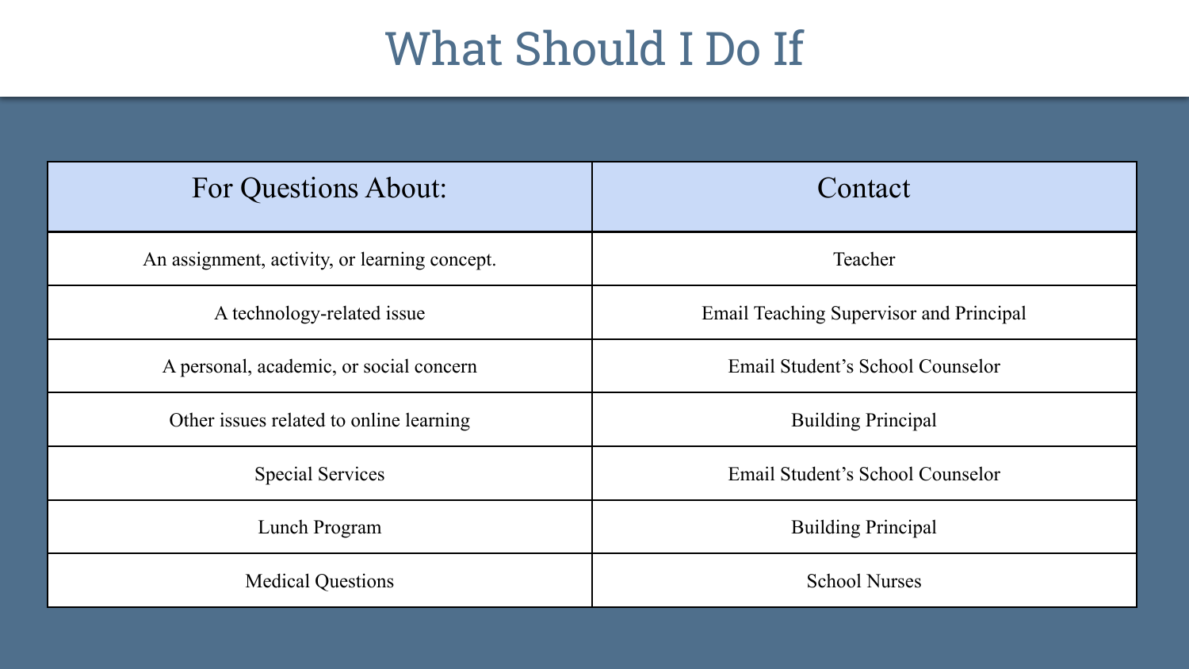# What Should I Do If

| For Questions About: | Contact |
| --- | --- |
| An assignment, activity, or learning concept. | Teacher |
| A technology-related issue | Email Teaching Supervisor and Principal |
| A personal, academic, or social concern | Email Student’s School Counselor |
| Other issues related to online learning | Building Principal |
| Special Services | Email Student’s School Counselor |
| Lunch Program | Building Principal |
| Medical Questions | School Nurses |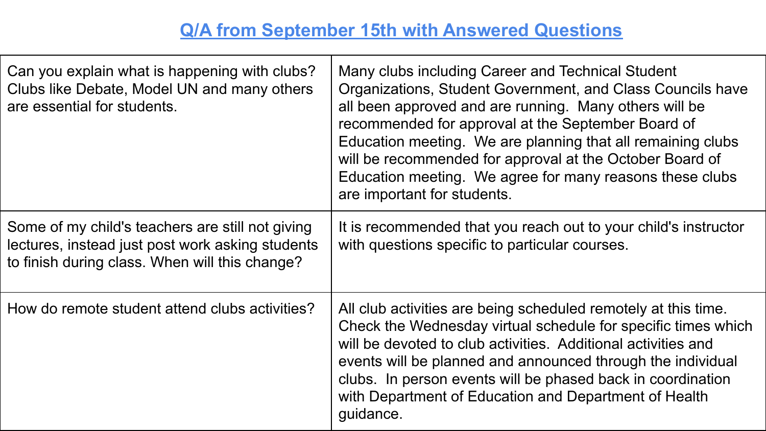# Q/A from September 15th with Answered Questions

| | |
|---|---|
| Can you explain what is happening with clubs? Clubs like Debate, Model UN and many others are essential for students. | Many clubs including Career and Technical Student Organizations, Student Government, and Class Councils have all been approved and are running. Many others will be recommended for approval at the September Board of Education meeting. We are planning that all remaining clubs will be recommended for approval at the October Board of Education meeting. We agree for many reasons these clubs are important for students. |
| Some of my child's teachers are still not giving lectures, instead just post work asking students to finish during class. When will this change? | It is recommended that you reach out to your child's instructor with questions specific to particular courses. |
| How do remote student attend clubs activities? | All club activities are being scheduled remotely at this time. Check the Wednesday virtual schedule for specific times which will be devoted to club activities. Additional activities and events will be planned and announced through the individual clubs. In person events will be phased back in coordination with Department of Education and Department of Health guidance. |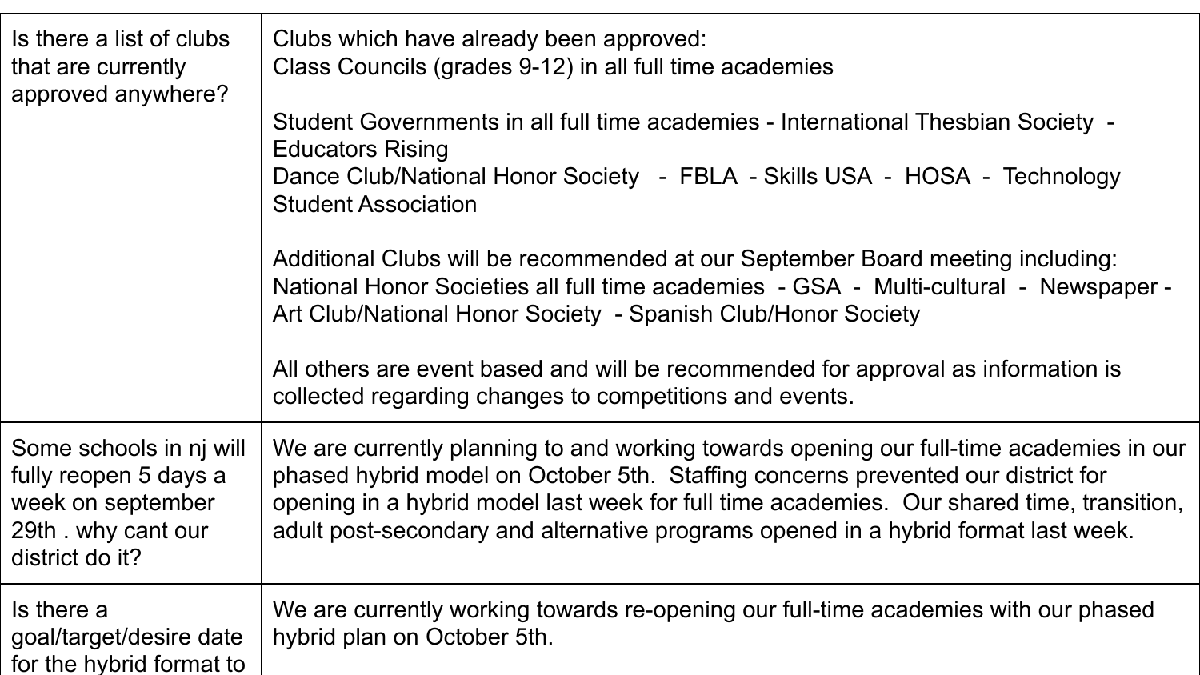| | |
|---|---|
| Is there a list of clubs that are currently approved anywhere? | Clubs which have already been approved:<br>Class Councils (grades 9-12) in all full time academies<br><br>Student Governments in all full time academies - International Thesbian Society - Educators Rising<br>Dance Club/National Honor Society - FBLA - Skills USA - HOSA - Technology Student Association<br><br>Additional Clubs will be recommended at our September Board meeting including:<br>National Honor Societies all full time academies - GSA - Multi-cultural - Newspaper - Art Club/National Honor Society - Spanish Club/Honor Society<br><br>All others are event based and will be recommended for approval as information is collected regarding changes to competitions and events. |
| Some schools in nj will fully reopen 5 days a week on september 29th . why cant our district do it? | We are currently planning to and working towards opening our full-time academies in our phased hybrid model on October 5th. Staffing concerns prevented our district for opening in a hybrid model last week for full time academies. Our shared time, transition, adult post-secondary and alternative programs opened in a hybrid format last week. |
| Is there a goal/target/desire date for the hybrid format to | We are currently working towards re-opening our full-time academies with our phased hybrid plan on October 5th. |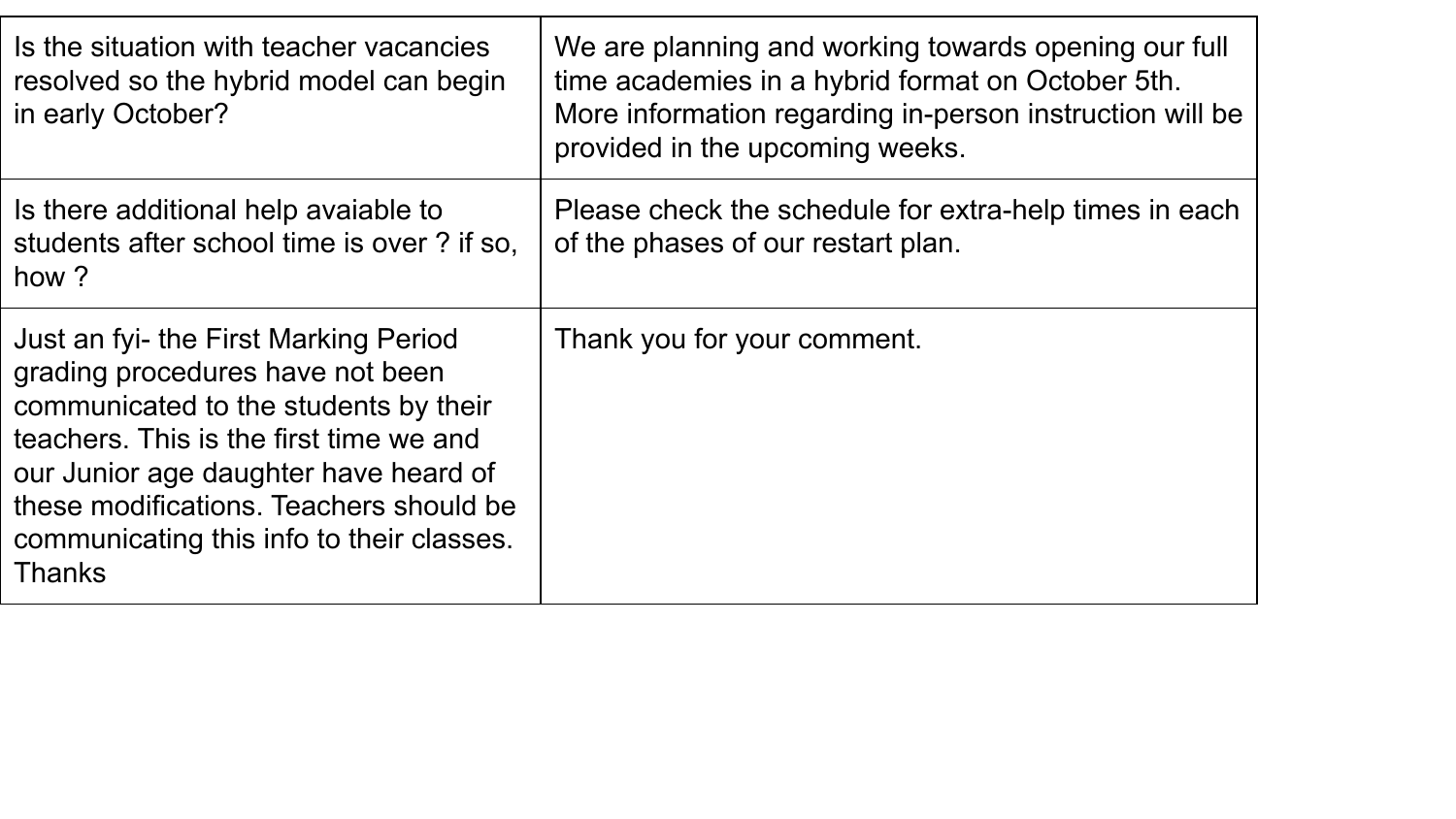| | |
|---|---|
| Is the situation with teacher vacancies resolved so the hybrid model can begin in early October? | We are planning and working towards opening our full time academies in a hybrid format on October 5th. More information regarding in-person instruction will be provided in the upcoming weeks. |
| Is there additional help avaiable to students after school time is over ? if so, how ? | Please check the schedule for extra-help times in each of the phases of our restart plan. |
| Just an fyi- the First Marking Period grading procedures have not been communicated to the students by their teachers. This is the first time we and our Junior age daughter have heard of these modifications. Teachers should be communicating this info to their classes. Thanks | Thank you for your comment. |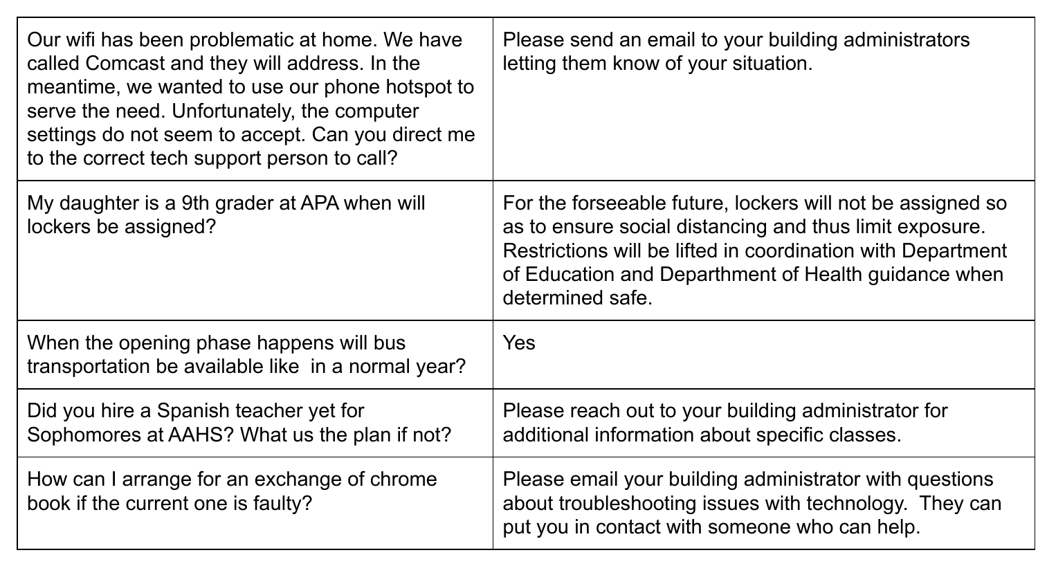| | |
|---|---|
| Our wifi has been problematic at home. We have called Comcast and they will address. In the meantime, we wanted to use our phone hotspot to serve the need. Unfortunately, the computer settings do not seem to accept. Can you direct me to the correct tech support person to call? | Please send an email to your building administrators letting them know of your situation. |
| My daughter is a 9th grader at APA when will lockers be assigned? | For the forseeable future, lockers will not be assigned so as to ensure social distancing and thus limit exposure. Restrictions will be lifted in coordination with Department of Education and Department of Health guidance when determined safe. |
| When the opening phase happens will bus transportation be available like in a normal year? | Yes |
| Did you hire a Spanish teacher yet for Sophomores at AAHS? What us the plan if not? | Please reach out to your building administrator for additional information about specific classes. |
| How can I arrange for an exchange of chrome book if the current one is faulty? | Please email your building administrator with questions about troubleshooting issues with technology. They can put you in contact with someone who can help. |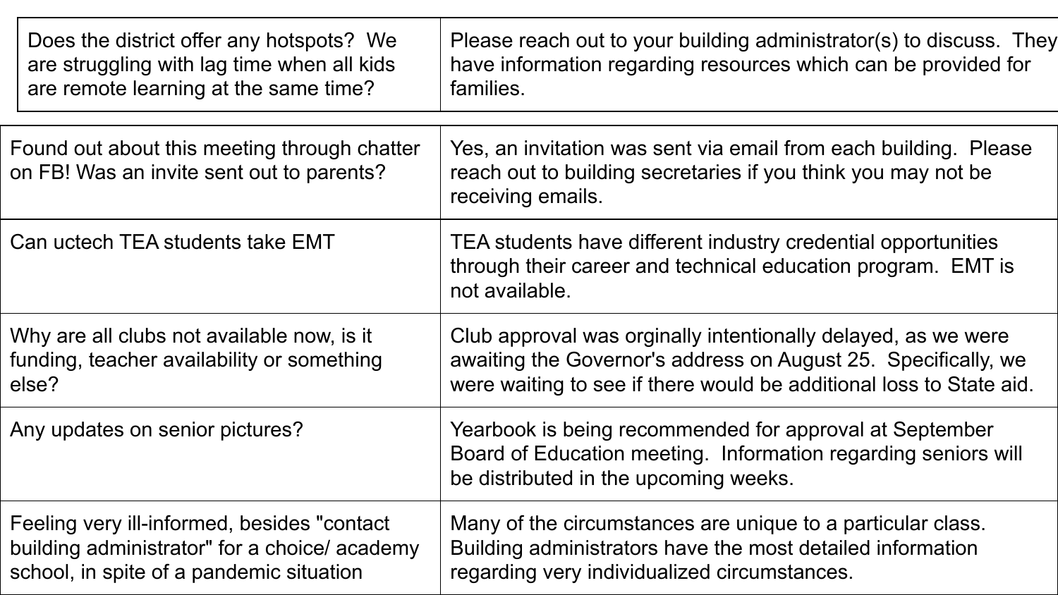| | |
|---|---|
| Does the district offer any hotspots? We are struggling with lag time when all kids are remote learning at the same time? | Please reach out to your building administrator(s) to discuss. They have information regarding resources which can be provided for families. |
| Found out about this meeting through chatter on FB! Was an invite sent out to parents? | Yes, an invitation was sent via email from each building. Please reach out to building secretaries if you think you may not be receiving emails. |
| Can uctech TEA students take EMT | TEA students have different industry credential opportunities through their career and technical education program. EMT is not available. |
| Why are all clubs not available now, is it funding, teacher availability or something else? | Club approval was orginally intentionally delayed, as we were awaiting the Governor's address on August 25. Specifically, we were waiting to see if there would be additional loss to State aid. |
| Any updates on senior pictures? | Yearbook is being recommended for approval at September Board of Education meeting. Information regarding seniors will be distributed in the upcoming weeks. |
| Feeling very ill-informed, besides "contact building administrator" for a choice/ academy school, in spite of a pandemic situation | Many of the circumstances are unique to a particular class. Building administrators have the most detailed information regarding very individualized circumstances. |